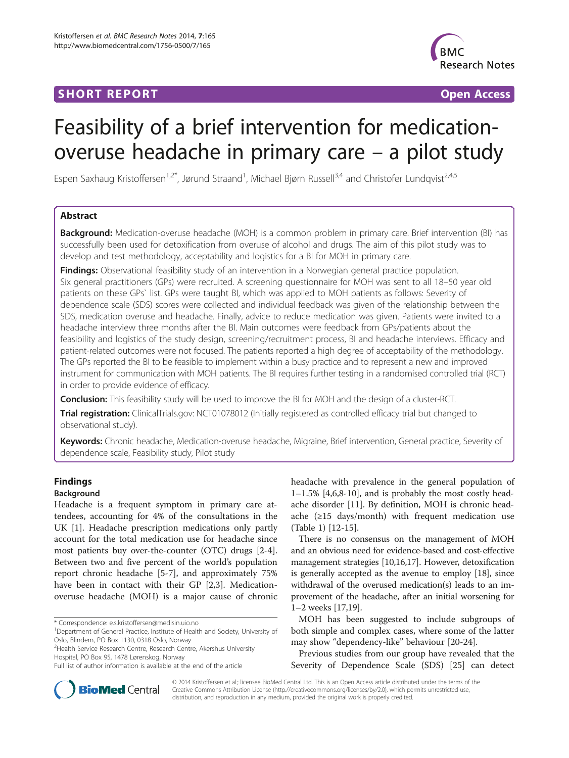**SHORT REPORT** **Open Access**

# Feasibility of a brief intervention for medication-overuse headache in primary care – a pilot study

Espen Saxhaug Kristoffersen[1,2*], Jørund Straand[1], Michael Bjørn Russell[3,4] and Christofer Lundqvist[2,4,5]

## Abstract

**Background:** Medication-overuse headache (MOH) is a common problem in primary care. Brief intervention (BI) has successfully been used for detoxification from overuse of alcohol and drugs. The aim of this pilot study was to develop and test methodology, acceptability and logistics for a BI for MOH in primary care.

**Findings:** Observational feasibility study of an intervention in a Norwegian general practice population. Six general practitioners (GPs) were recruited. A screening questionnaire for MOH was sent to all 18–50 year old patients on these GPs` list. GPs were taught BI, which was applied to MOH patients as follows: Severity of dependence scale (SDS) scores were collected and individual feedback was given of the relationship between the SDS, medication overuse and headache. Finally, advice to reduce medication was given. Patients were invited to a headache interview three months after the BI. Main outcomes were feedback from GPs/patients about the feasibility and logistics of the study design, screening/recruitment process, BI and headache interviews. Efficacy and patient-related outcomes were not focused. The patients reported a high degree of acceptability of the methodology. The GPs reported the BI to be feasible to implement within a busy practice and to represent a new and improved instrument for communication with MOH patients. The BI requires further testing in a randomised controlled trial (RCT) in order to provide evidence of efficacy.

**Conclusion:** This feasibility study will be used to improve the BI for MOH and the design of a cluster-RCT.

**Trial registration:** ClinicalTrials.gov: NCT01078012 (Initially registered as controlled efficacy trial but changed to observational study).

**Keywords:** Chronic headache, Medication-overuse headache, Migraine, Brief intervention, General practice, Severity of dependence scale, Feasibility study, Pilot study

## Findings

### Background

Headache is a frequent symptom in primary care attendees, accounting for 4% of the consultations in the UK [1]. Headache prescription medications only partly account for the total medication use for headache since most patients buy over-the-counter (OTC) drugs [2-4]. Between two and five percent of the world's population report chronic headache [5-7], and approximately 75% have been in contact with their GP [2,3]. Medication-overuse headache (MOH) is a major cause of chronic headache with prevalence in the general population of 1–1.5% [4,6,8-10], and is probably the most costly headache disorder [11]. By definition, MOH is chronic headache (≥15 days/month) with frequent medication use (Table 1) [12-15].

There is no consensus on the management of MOH and an obvious need for evidence-based and cost-effective management strategies [10,16,17]. However, detoxification is generally accepted as the avenue to employ [18], since withdrawal of the overused medication(s) leads to an improvement of the headache, after an initial worsening for 1–2 weeks [17,19].

MOH has been suggested to include subgroups of both simple and complex cases, where some of the latter may show "dependency-like" behaviour [20-24].

Previous studies from our group have revealed that the Severity of Dependence Scale (SDS) [25] can detect

\* Correspondence: e.s.kristoffersen@medisin.uio.no
[1]Department of General Practice, Institute of Health and Society, University of Oslo, Blindern, PO Box 1130, 0318 Oslo, Norway
[2]Health Service Research Centre, Research Centre, Akershus University Hospital, PO Box 95, 1478 Lørenskog, Norway
Full list of author information is available at the end of the article

© 2014 Kristoffersen et al.; licensee BioMed Central Ltd. This is an Open Access article distributed under the terms of the Creative Commons Attribution License (http://creativecommons.org/licenses/by/2.0), which permits unrestricted use, distribution, and reproduction in any medium, provided the original work is properly credited.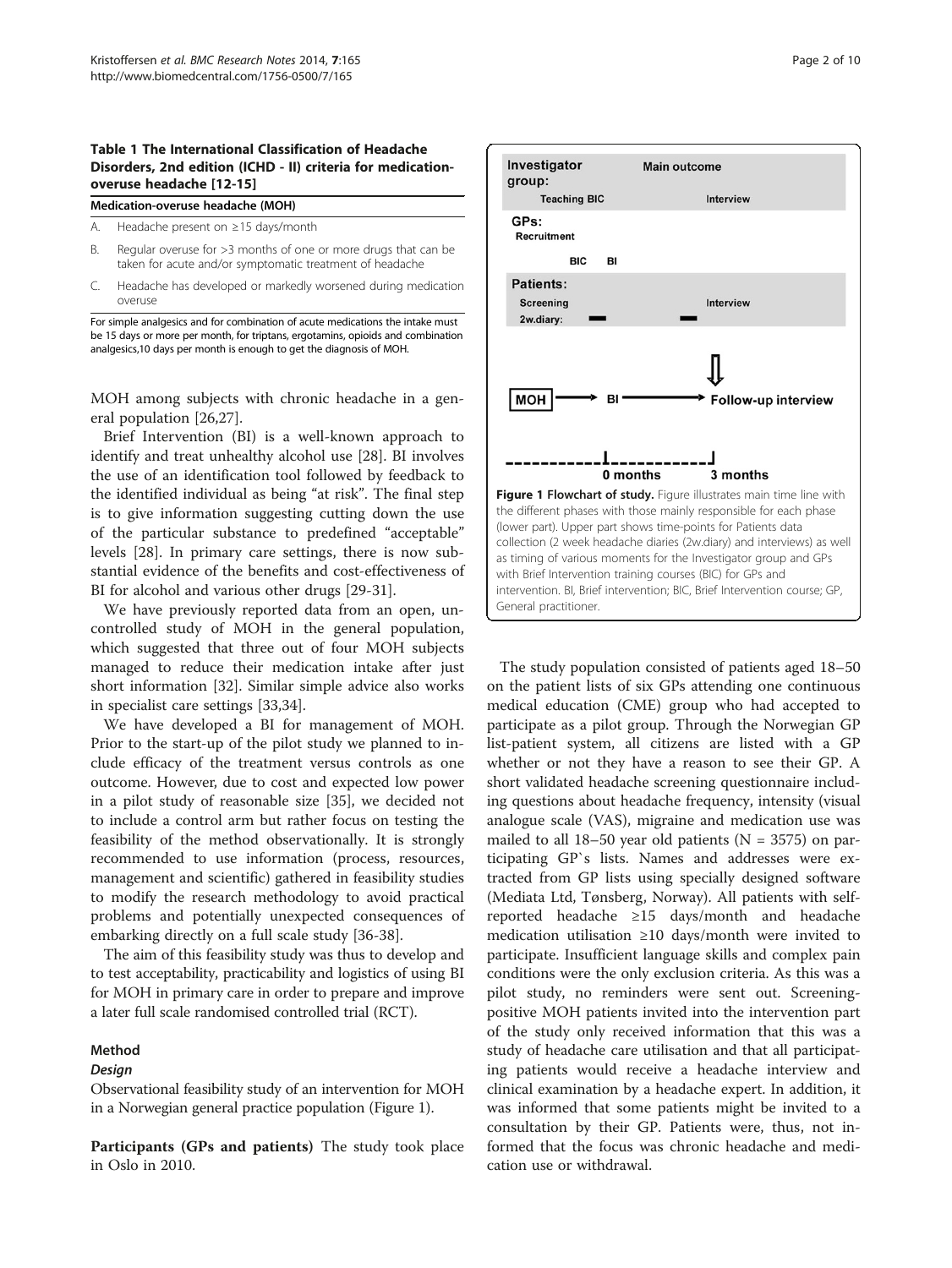**Table 1 The International Classification of Headache Disorders, 2nd edition (ICHD - II) criteria for medication-overuse headache [12-15]**

| Medication-overuse headache (MOH) | |
|---|---|
| A. | Headache present on ≥15 days/month |
| B. | Regular overuse for >3 months of one or more drugs that can be taken for acute and/or symptomatic treatment of headache |
| C. | Headache has developed or markedly worsened during medication overuse |

For simple analgesics and for combination of acute medications the intake must be 15 days or more per month, for triptans, ergotamins, opioids and combination analgesics,10 days per month is enough to get the diagnosis of MOH.

MOH among subjects with chronic headache in a general population [26,27].

Brief Intervention (BI) is a well-known approach to identify and treat unhealthy alcohol use [28]. BI involves the use of an identification tool followed by feedback to the identified individual as being "at risk". The final step is to give information suggesting cutting down the use of the particular substance to predefined "acceptable" levels [28]. In primary care settings, there is now substantial evidence of the benefits and cost-effectiveness of BI for alcohol and various other drugs [29-31].

We have previously reported data from an open, uncontrolled study of MOH in the general population, which suggested that three out of four MOH subjects managed to reduce their medication intake after just short information [32]. Similar simple advice also works in specialist care settings [33,34].

We have developed a BI for management of MOH. Prior to the start-up of the pilot study we planned to include efficacy of the treatment versus controls as one outcome. However, due to cost and expected low power in a pilot study of reasonable size [35], we decided not to include a control arm but rather focus on testing the feasibility of the method observationally. It is strongly recommended to use information (process, resources, management and scientific) gathered in feasibility studies to modify the research methodology to avoid practical problems and potentially unexpected consequences of embarking directly on a full scale study [36-38].

The aim of this feasibility study was thus to develop and to test acceptability, practicability and logistics of using BI for MOH in primary care in order to prepare and improve a later full scale randomised controlled trial (RCT).

## Method

### Design

Observational feasibility study of an intervention for MOH in a Norwegian general practice population (Figure 1).

**Figure 1 Flowchart of study.** Figure illustrates main time line with the different phases with those mainly responsible for each phase (lower part). Upper part shows time-points for Patients data collection (2 week headache diaries (2w.diary) and interviews) as well as timing of various moments for the Investigator group and GPs with Brief Intervention training courses (BIC) for GPs and intervention. BI, Brief intervention; BIC, Brief Intervention course; GP, General practitioner.

**Participants (GPs and patients)** The study took place in Oslo in 2010.

The study population consisted of patients aged 18–50 on the patient lists of six GPs attending one continuous medical education (CME) group who had accepted to participate as a pilot group. Through the Norwegian GP list-patient system, all citizens are listed with a GP whether or not they have a reason to see their GP. A short validated headache screening questionnaire including questions about headache frequency, intensity (visual analogue scale (VAS), migraine and medication use was mailed to all 18–50 year old patients (N = 3575) on participating GP`s lists. Names and addresses were extracted from GP lists using specially designed software (Mediata Ltd, Tønsberg, Norway). All patients with self-reported headache ≥15 days/month and headache medication utilisation ≥10 days/month were invited to participate. Insufficient language skills and complex pain conditions were the only exclusion criteria. As this was a pilot study, no reminders were sent out. Screening-positive MOH patients invited into the intervention part of the study only received information that this was a study of headache care utilisation and that all participating patients would receive a headache interview and clinical examination by a headache expert. In addition, it was informed that some patients might be invited to a consultation by their GP. Patients were, thus, not informed that the focus was chronic headache and medication use or withdrawal.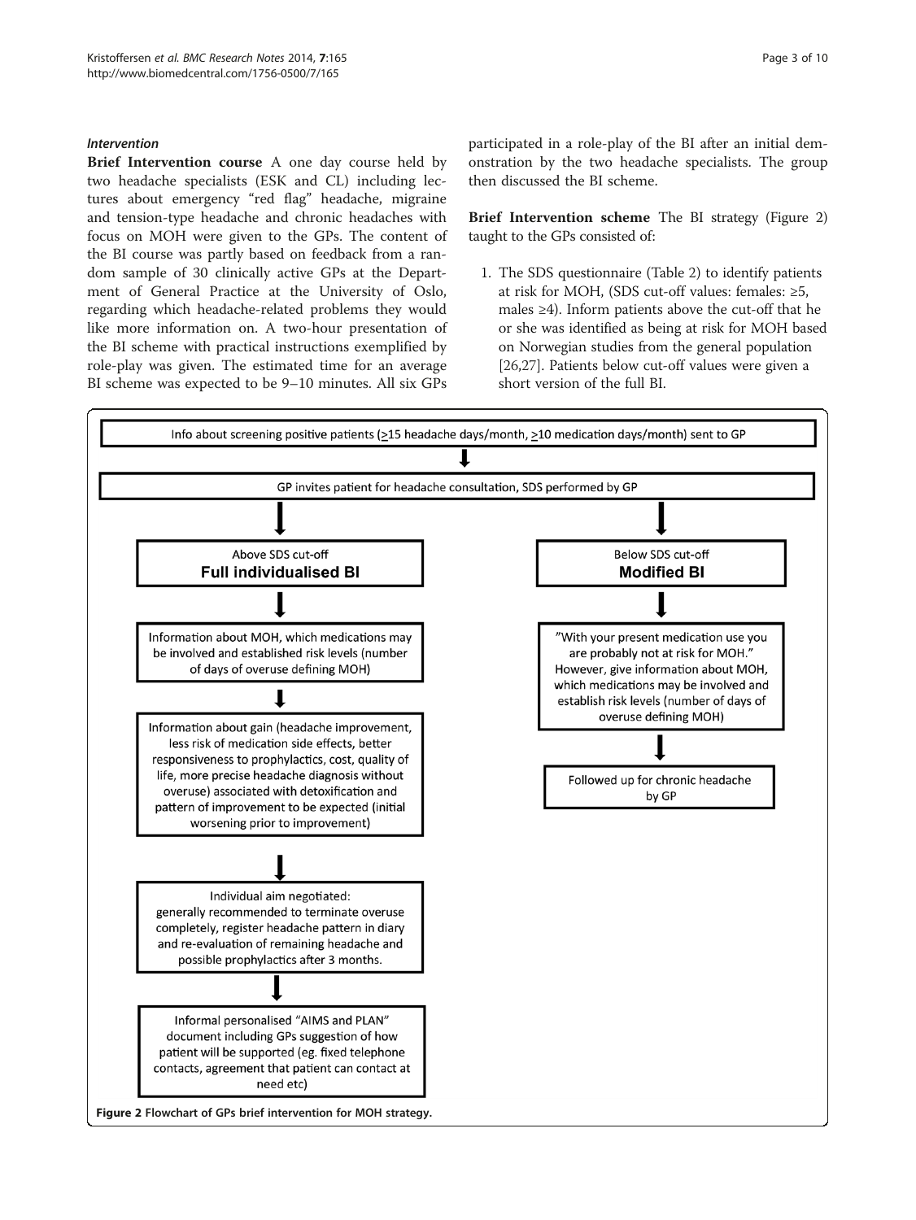### *Intervention*

**Brief Intervention course** A one day course held by two headache specialists (ESK and CL) including lectures about emergency "red flag" headache, migraine and tension-type headache and chronic headaches with focus on MOH were given to the GPs. The content of the BI course was partly based on feedback from a random sample of 30 clinically active GPs at the Department of General Practice at the University of Oslo, regarding which headache-related problems they would like more information on. A two-hour presentation of the BI scheme with practical instructions exemplified by role-play was given. The estimated time for an average BI scheme was expected to be 9–10 minutes. All six GPs participated in a role-play of the BI after an initial demonstration by the two headache specialists. The group then discussed the BI scheme.

**Brief Intervention scheme** The BI strategy (Figure 2) taught to the GPs consisted of:

1. The SDS questionnaire (Table 2) to identify patients at risk for MOH, (SDS cut-off values: females: ≥5, males ≥4). Inform patients above the cut-off that he or she was identified as being at risk for MOH based on Norwegian studies from the general population [26,27]. Patients below cut-off values were given a short version of the full BI.

Info about screening positive patients (≥15 headache days/month, ≥10 medication days/month) sent to GP

↓

GP invites patient for headache consultation, SDS performed by GP

↓

**Above SDS cut-off – Full individualised BI**

↓

Information about MOH, which medications may be involved and established risk levels (number of days of overuse defining MOH)

↓

Information about gain (headache improvement, less risk of medication side effects, better responsiveness to prophylactics, cost, quality of life, more precise headache diagnosis without overuse) associated with detoxification and pattern of improvement to be expected (initial worsening prior to improvement)

↓

Individual aim negotiated: generally recommended to terminate overuse completely, register headache pattern in diary and re-evaluation of remaining headache and possible prophylactics after 3 months.

↓

Informal personalised "AIMS and PLAN" document including GPs suggestion of how patient will be supported (eg. fixed telephone contacts, agreement that patient can contact at need etc)

**Below SDS cut-off – Modified BI**

↓

"With your present medication use you are probably not at risk for MOH." However, give information about MOH, which medications may be involved and establish risk levels (number of days of overuse defining MOH)

↓

Followed up for chronic headache by GP

**Figure 2** Flowchart of GPs brief intervention for MOH strategy.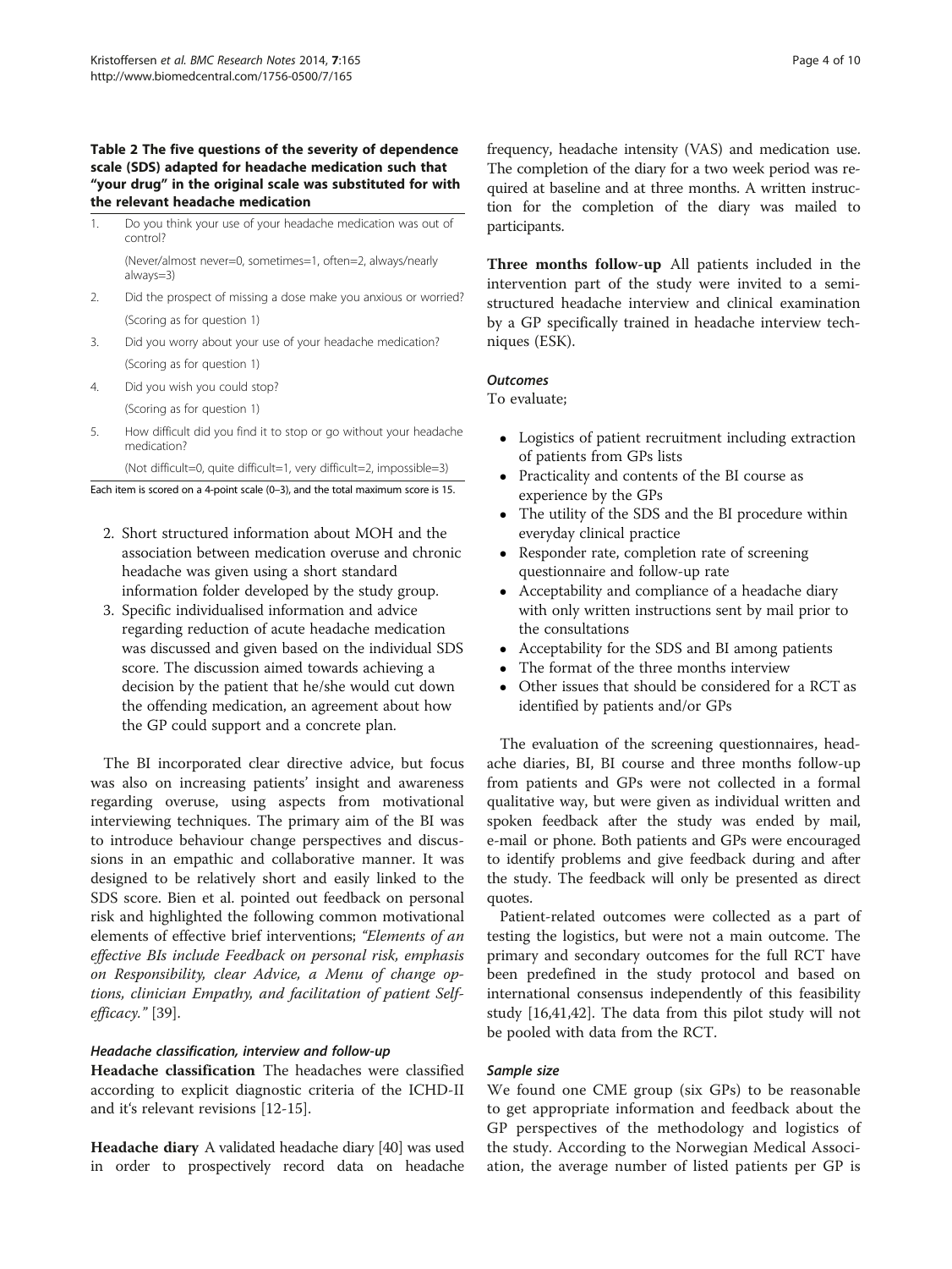**Table 2 The five questions of the severity of dependence scale (SDS) adapted for headache medication such that "your drug" in the original scale was substituted for with the relevant headache medication**

| | |
|---|---|
| 1. | Do you think your use of your headache medication was out of control? |
| | (Never/almost never=0, sometimes=1, often=2, always/nearly always=3) |
| 2. | Did the prospect of missing a dose make you anxious or worried? |
| | (Scoring as for question 1) |
| 3. | Did you worry about your use of your headache medication? |
| | (Scoring as for question 1) |
| 4. | Did you wish you could stop? |
| | (Scoring as for question 1) |
| 5. | How difficult did you find it to stop or go without your headache medication? |
| | (Not difficult=0, quite difficult=1, very difficult=2, impossible=3) |

Each item is scored on a 4-point scale (0–3), and the total maximum score is 15.

2. Short structured information about MOH and the association between medication overuse and chronic headache was given using a short standard information folder developed by the study group.
3. Specific individualised information and advice regarding reduction of acute headache medication was discussed and given based on the individual SDS score. The discussion aimed towards achieving a decision by the patient that he/she would cut down the offending medication, an agreement about how the GP could support and a concrete plan.

The BI incorporated clear directive advice, but focus was also on increasing patients' insight and awareness regarding overuse, using aspects from motivational interviewing techniques. The primary aim of the BI was to introduce behaviour change perspectives and discussions in an empathic and collaborative manner. It was designed to be relatively short and easily linked to the SDS score. Bien et al. pointed out feedback on personal risk and highlighted the following common motivational elements of effective brief interventions; *"Elements of an effective BIs include Feedback on personal risk, emphasis on Responsibility, clear Advice, a Menu of change options, clinician Empathy, and facilitation of patient Self-efficacy."* [39].

#### *Headache classification, interview and follow-up*

**Headache classification** The headaches were classified according to explicit diagnostic criteria of the ICHD-II and it's relevant revisions [12-15].

**Headache diary** A validated headache diary [40] was used in order to prospectively record data on headache frequency, headache intensity (VAS) and medication use. The completion of the diary for a two week period was required at baseline and at three months. A written instruction for the completion of the diary was mailed to participants.

**Three months follow-up** All patients included in the intervention part of the study were invited to a semi-structured headache interview and clinical examination by a GP specifically trained in headache interview techniques (ESK).

#### *Outcomes*

To evaluate;

- Logistics of patient recruitment including extraction of patients from GPs lists
- Practicality and contents of the BI course as experience by the GPs
- The utility of the SDS and the BI procedure within everyday clinical practice
- Responder rate, completion rate of screening questionnaire and follow-up rate
- Acceptability and compliance of a headache diary with only written instructions sent by mail prior to the consultations
- Acceptability for the SDS and BI among patients
- The format of the three months interview
- Other issues that should be considered for a RCT as identified by patients and/or GPs

The evaluation of the screening questionnaires, headache diaries, BI, BI course and three months follow-up from patients and GPs were not collected in a formal qualitative way, but were given as individual written and spoken feedback after the study was ended by mail, e-mail or phone. Both patients and GPs were encouraged to identify problems and give feedback during and after the study. The feedback will only be presented as direct quotes.

Patient-related outcomes were collected as a part of testing the logistics, but were not a main outcome. The primary and secondary outcomes for the full RCT have been predefined in the study protocol and based on international consensus independently of this feasibility study [16,41,42]. The data from this pilot study will not be pooled with data from the RCT.

#### *Sample size*

We found one CME group (six GPs) to be reasonable to get appropriate information and feedback about the GP perspectives of the methodology and logistics of the study. According to the Norwegian Medical Association, the average number of listed patients per GP is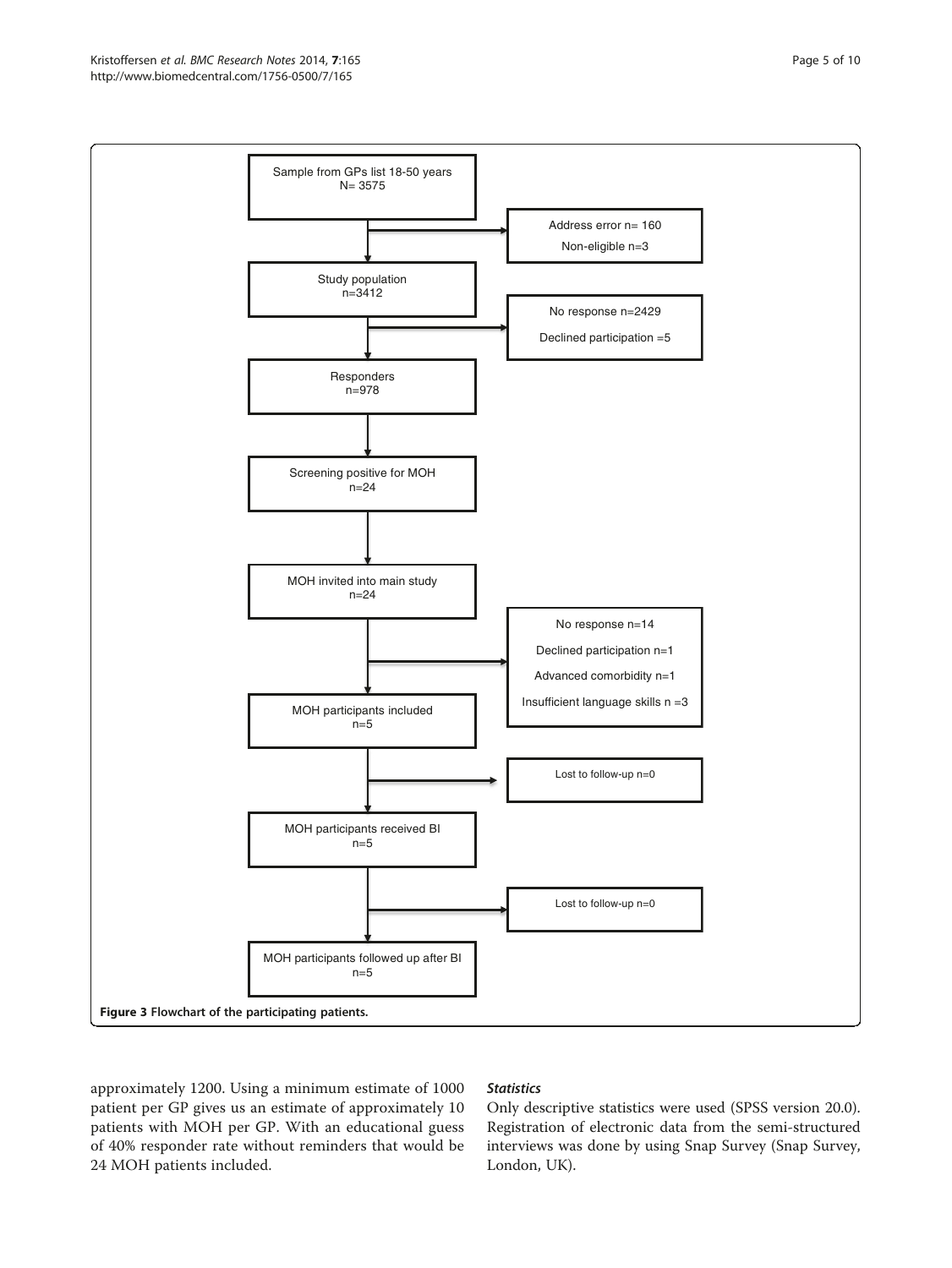Sample from GPs list 18-50 years
N= 3575

→ Address error n= 160
Non-eligible n=3

Study population
n=3412

→ No response n=2429
Declined participation =5

Responders
n=978

Screening positive for MOH
n=24

MOH invited into main study
n=24

→ No response n=14
Declined participation n=1
Advanced comorbidity n=1
Insufficient language skills n =3

MOH participants included
n=5

→ Lost to follow-up n=0

MOH participants received BI
n=5

→ Lost to follow-up n=0

MOH participants followed up after BI
n=5

**Figure 3 Flowchart of the participating patients.**

approximately 1200. Using a minimum estimate of 1000 patient per GP gives us an estimate of approximately 10 patients with MOH per GP. With an educational guess of 40% responder rate without reminders that would be 24 MOH patients included.

### *Statistics*

Only descriptive statistics were used (SPSS version 20.0). Registration of electronic data from the semi-structured interviews was done by using Snap Survey (Snap Survey, London, UK).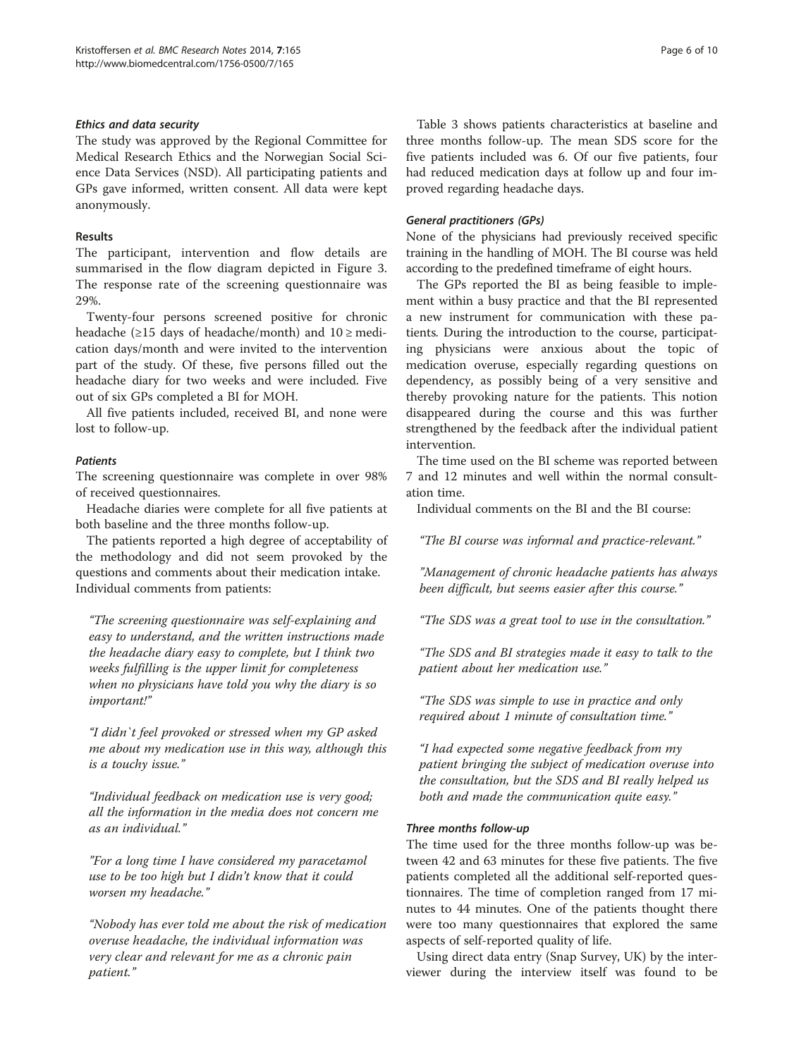#### *Ethics and data security*

The study was approved by the Regional Committee for Medical Research Ethics and the Norwegian Social Science Data Services (NSD). All participating patients and GPs gave informed, written consent. All data were kept anonymously.

### Results

The participant, intervention and flow details are summarised in the flow diagram depicted in Figure 3. The response rate of the screening questionnaire was 29%.

Twenty-four persons screened positive for chronic headache (≥15 days of headache/month) and 10 ≥ medication days/month and were invited to the intervention part of the study. Of these, five persons filled out the headache diary for two weeks and were included. Five out of six GPs completed a BI for MOH.

All five patients included, received BI, and none were lost to follow-up.

#### *Patients*

The screening questionnaire was complete in over 98% of received questionnaires.

Headache diaries were complete for all five patients at both baseline and the three months follow-up.

The patients reported a high degree of acceptability of the methodology and did not seem provoked by the questions and comments about their medication intake. Individual comments from patients:

> *"The screening questionnaire was self-explaining and easy to understand, and the written instructions made the headache diary easy to complete, but I think two weeks fulfilling is the upper limit for completeness when no physicians have told you why the diary is so important!"*

> *"I didn`t feel provoked or stressed when my GP asked me about my medication use in this way, although this is a touchy issue."*

> *"Individual feedback on medication use is very good; all the information in the media does not concern me as an individual."*

> *"For a long time I have considered my paracetamol use to be too high but I didn't know that it could worsen my headache."*

> *"Nobody has ever told me about the risk of medication overuse headache, the individual information was very clear and relevant for me as a chronic pain patient."*

Table 3 shows patients characteristics at baseline and three months follow-up. The mean SDS score for the five patients included was 6. Of our five patients, four had reduced medication days at follow up and four improved regarding headache days.

#### *General practitioners (GPs)*

None of the physicians had previously received specific training in the handling of MOH. The BI course was held according to the predefined timeframe of eight hours.

The GPs reported the BI as being feasible to implement within a busy practice and that the BI represented a new instrument for communication with these patients. During the introduction to the course, participating physicians were anxious about the topic of medication overuse, especially regarding questions on dependency, as possibly being of a very sensitive and thereby provoking nature for the patients. This notion disappeared during the course and this was further strengthened by the feedback after the individual patient intervention.

The time used on the BI scheme was reported between 7 and 12 minutes and well within the normal consultation time.

Individual comments on the BI and the BI course:

> *"The BI course was informal and practice-relevant."*

> *"Management of chronic headache patients has always been difficult, but seems easier after this course."*

> *"The SDS was a great tool to use in the consultation."*

> *"The SDS and BI strategies made it easy to talk to the patient about her medication use."*

> *"The SDS was simple to use in practice and only required about 1 minute of consultation time."*

> *"I had expected some negative feedback from my patient bringing the subject of medication overuse into the consultation, but the SDS and BI really helped us both and made the communication quite easy."*

#### *Three months follow-up*

The time used for the three months follow-up was between 42 and 63 minutes for these five patients. The five patients completed all the additional self-reported questionnaires. The time of completion ranged from 17 minutes to 44 minutes. One of the patients thought there were too many questionnaires that explored the same aspects of self-reported quality of life.

Using direct data entry (Snap Survey, UK) by the interviewer during the interview itself was found to be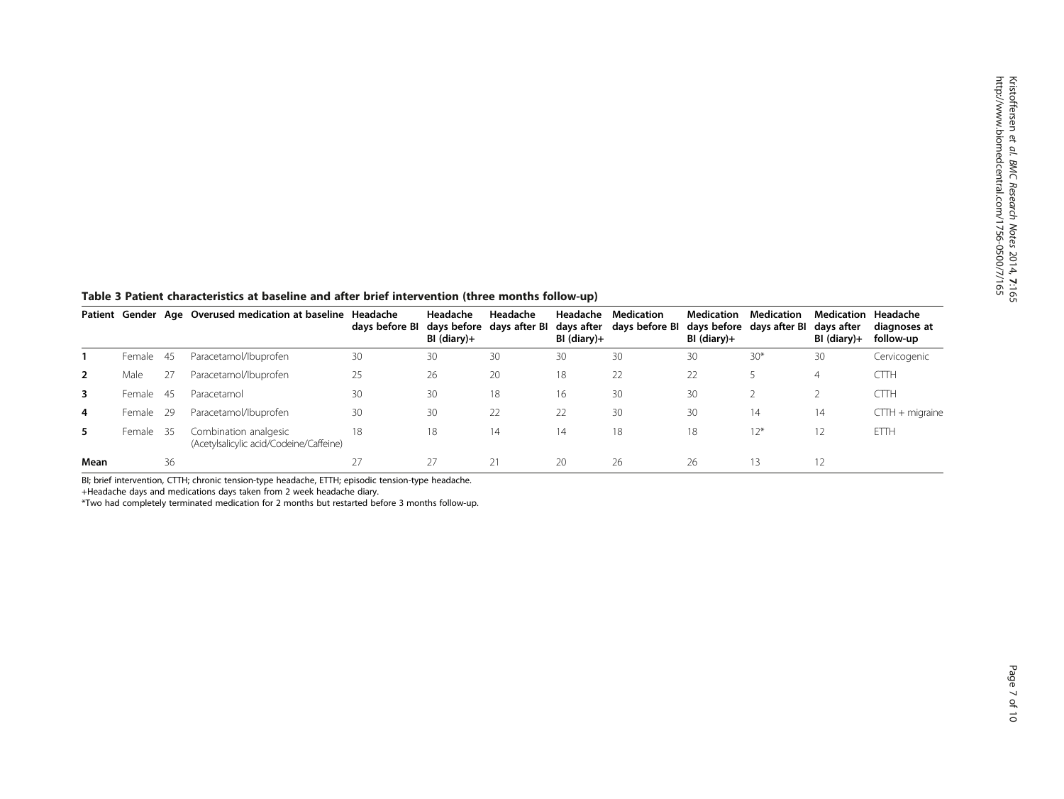**Table 3 Patient characteristics at baseline and after brief intervention (three months follow-up)**

| Patient | Gender | Age | Overused medication at baseline | Headache days before BI | Headache days before BI (diary)+ | Headache days after BI | Headache days after BI (diary)+ | Medication days before BI | Medication days before BI (diary)+ | Medication days after BI | Medication days after BI (diary)+ | Headache diagnoses at follow-up |
|---|---|---|---|---|---|---|---|---|---|---|---|---|
| **1** | Female | 45 | Paracetamol/Ibuprofen | 30 | 30 | 30 | 30 | 30 | 30 | 30* | 30 | Cervicogenic |
| **2** | Male | 27 | Paracetamol/Ibuprofen | 25 | 26 | 20 | 18 | 22 | 22 | 5 | 4 | CTTH |
| **3** | Female | 45 | Paracetamol | 30 | 30 | 18 | 16 | 30 | 30 | 2 | 2 | CTTH |
| **4** | Female | 29 | Paracetamol/Ibuprofen | 30 | 30 | 22 | 22 | 30 | 30 | 14 | 14 | CTTH + migraine |
| **5** | Female | 35 | Combination analgesic (Acetylsalicylic acid/Codeine/Caffeine) | 18 | 18 | 14 | 14 | 18 | 18 | 12* | 12 | ETTH |
| **Mean** | | 36 | | 27 | 27 | 21 | 20 | 26 | 26 | 13 | 12 | |

BI; brief intervention, CTTH; chronic tension-type headache, ETTH; episodic tension-type headache.
+Headache days and medications days taken from 2 week headache diary.
*Two had completely terminated medication for 2 months but restarted before 3 months follow-up.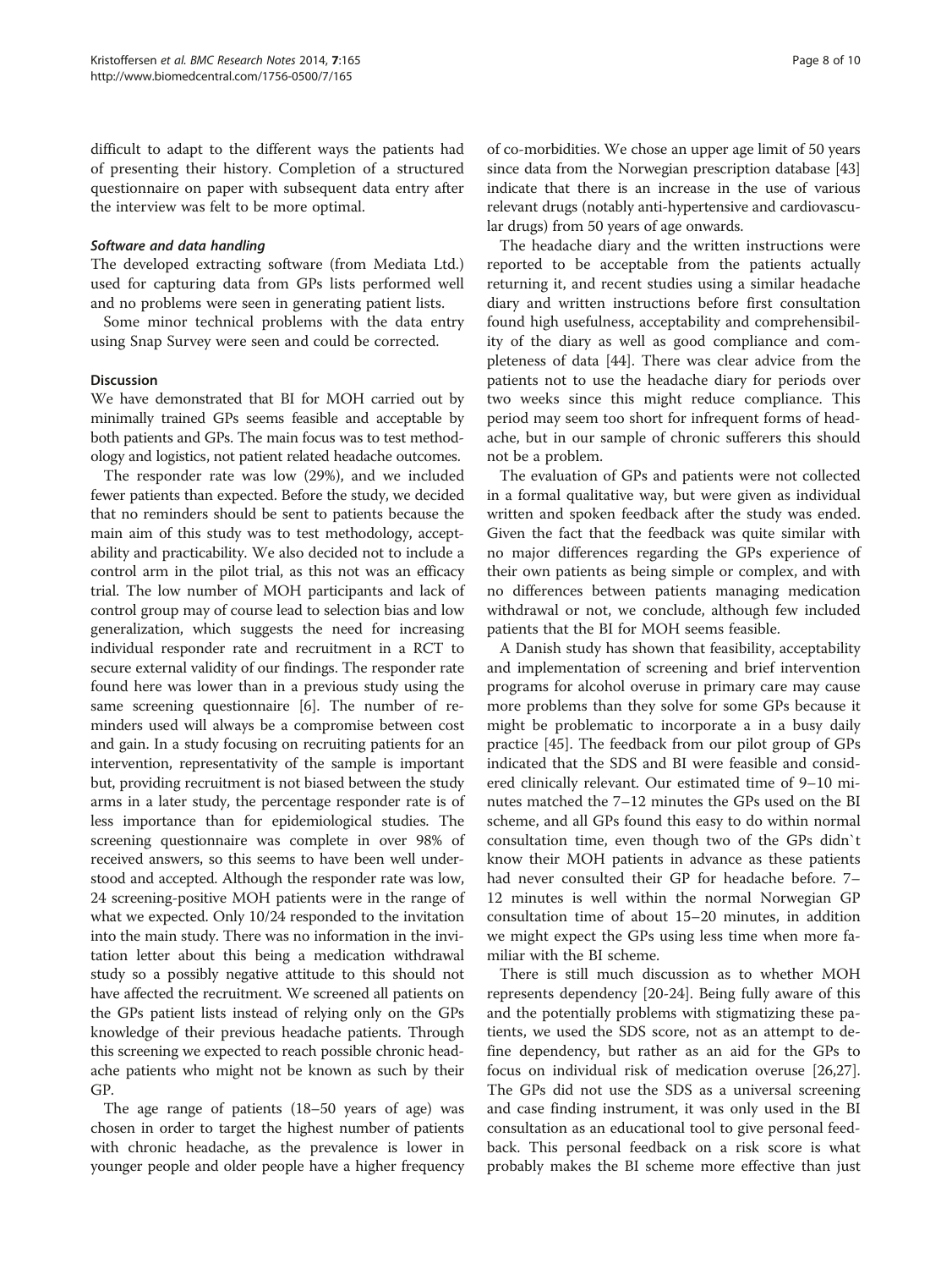difficult to adapt to the different ways the patients had of presenting their history. Completion of a structured questionnaire on paper with subsequent data entry after the interview was felt to be more optimal.

#### *Software and data handling*

The developed extracting software (from Mediata Ltd.) used for capturing data from GPs lists performed well and no problems were seen in generating patient lists.

Some minor technical problems with the data entry using Snap Survey were seen and could be corrected.

### Discussion

We have demonstrated that BI for MOH carried out by minimally trained GPs seems feasible and acceptable by both patients and GPs. The main focus was to test methodology and logistics, not patient related headache outcomes.

The responder rate was low (29%), and we included fewer patients than expected. Before the study, we decided that no reminders should be sent to patients because the main aim of this study was to test methodology, acceptability and practicability. We also decided not to include a control arm in the pilot trial, as this not was an efficacy trial. The low number of MOH participants and lack of control group may of course lead to selection bias and low generalization, which suggests the need for increasing individual responder rate and recruitment in a RCT to secure external validity of our findings. The responder rate found here was lower than in a previous study using the same screening questionnaire [6]. The number of reminders used will always be a compromise between cost and gain. In a study focusing on recruiting patients for an intervention, representativity of the sample is important but, providing recruitment is not biased between the study arms in a later study, the percentage responder rate is of less importance than for epidemiological studies. The screening questionnaire was complete in over 98% of received answers, so this seems to have been well understood and accepted. Although the responder rate was low, 24 screening-positive MOH patients were in the range of what we expected. Only 10/24 responded to the invitation into the main study. There was no information in the invitation letter about this being a medication withdrawal study so a possibly negative attitude to this should not have affected the recruitment. We screened all patients on the GPs patient lists instead of relying only on the GPs knowledge of their previous headache patients. Through this screening we expected to reach possible chronic headache patients who might not be known as such by their GP.

The age range of patients (18–50 years of age) was chosen in order to target the highest number of patients with chronic headache, as the prevalence is lower in younger people and older people have a higher frequency of co-morbidities. We chose an upper age limit of 50 years since data from the Norwegian prescription database [43] indicate that there is an increase in the use of various relevant drugs (notably anti-hypertensive and cardiovascular drugs) from 50 years of age onwards.

The headache diary and the written instructions were reported to be acceptable from the patients actually returning it, and recent studies using a similar headache diary and written instructions before first consultation found high usefulness, acceptability and comprehensibility of the diary as well as good compliance and completeness of data [44]. There was clear advice from the patients not to use the headache diary for periods over two weeks since this might reduce compliance. This period may seem too short for infrequent forms of headache, but in our sample of chronic sufferers this should not be a problem.

The evaluation of GPs and patients were not collected in a formal qualitative way, but were given as individual written and spoken feedback after the study was ended. Given the fact that the feedback was quite similar with no major differences regarding the GPs experience of their own patients as being simple or complex, and with no differences between patients managing medication withdrawal or not, we conclude, although few included patients that the BI for MOH seems feasible.

A Danish study has shown that feasibility, acceptability and implementation of screening and brief intervention programs for alcohol overuse in primary care may cause more problems than they solve for some GPs because it might be problematic to incorporate a in a busy daily practice [45]. The feedback from our pilot group of GPs indicated that the SDS and BI were feasible and considered clinically relevant. Our estimated time of 9–10 minutes matched the 7–12 minutes the GPs used on the BI scheme, and all GPs found this easy to do within normal consultation time, even though two of the GPs didn`t know their MOH patients in advance as these patients had never consulted their GP for headache before. 7–12 minutes is well within the normal Norwegian GP consultation time of about 15–20 minutes, in addition we might expect the GPs using less time when more familiar with the BI scheme.

There is still much discussion as to whether MOH represents dependency [20-24]. Being fully aware of this and the potentially problems with stigmatizing these patients, we used the SDS score, not as an attempt to define dependency, but rather as an aid for the GPs to focus on individual risk of medication overuse [26,27]. The GPs did not use the SDS as a universal screening and case finding instrument, it was only used in the BI consultation as an educational tool to give personal feedback. This personal feedback on a risk score is what probably makes the BI scheme more effective than just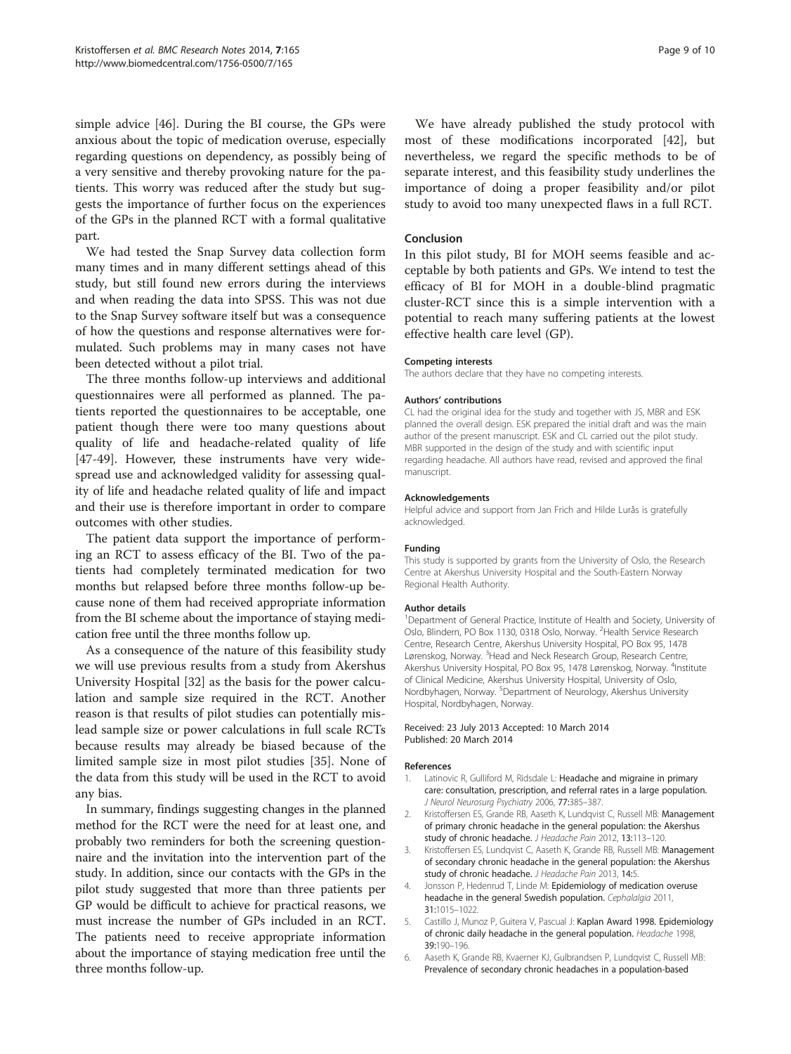simple advice [46]. During the BI course, the GPs were anxious about the topic of medication overuse, especially regarding questions on dependency, as possibly being of a very sensitive and thereby provoking nature for the patients. This worry was reduced after the study but suggests the importance of further focus on the experiences of the GPs in the planned RCT with a formal qualitative part.

We had tested the Snap Survey data collection form many times and in many different settings ahead of this study, but still found new errors during the interviews and when reading the data into SPSS. This was not due to the Snap Survey software itself but was a consequence of how the questions and response alternatives were formulated. Such problems may in many cases not have been detected without a pilot trial.

The three months follow-up interviews and additional questionnaires were all performed as planned. The patients reported the questionnaires to be acceptable, one patient though there were too many questions about quality of life and headache-related quality of life [47-49]. However, these instruments have very widespread use and acknowledged validity for assessing quality of life and headache related quality of life and impact and their use is therefore important in order to compare outcomes with other studies.

The patient data support the importance of performing an RCT to assess efficacy of the BI. Two of the patients had completely terminated medication for two months but relapsed before three months follow-up because none of them had received appropriate information from the BI scheme about the importance of staying medication free until the three months follow up.

As a consequence of the nature of this feasibility study we will use previous results from a study from Akershus University Hospital [32] as the basis for the power calculation and sample size required in the RCT. Another reason is that results of pilot studies can potentially mislead sample size or power calculations in full scale RCTs because results may already be biased because of the limited sample size in most pilot studies [35]. None of the data from this study will be used in the RCT to avoid any bias.

In summary, findings suggesting changes in the planned method for the RCT were the need for at least one, and probably two reminders for both the screening questionnaire and the invitation into the intervention part of the study. In addition, since our contacts with the GPs in the pilot study suggested that more than three patients per GP would be difficult to achieve for practical reasons, we must increase the number of GPs included in an RCT. The patients need to receive appropriate information about the importance of staying medication free until the three months follow-up.

We have already published the study protocol with most of these modifications incorporated [42], but nevertheless, we regard the specific methods to be of separate interest, and this feasibility study underlines the importance of doing a proper feasibility and/or pilot study to avoid too many unexpected flaws in a full RCT.

## Conclusion

In this pilot study, BI for MOH seems feasible and acceptable by both patients and GPs. We intend to test the efficacy of BI for MOH in a double-blind pragmatic cluster-RCT since this is a simple intervention with a potential to reach many suffering patients at the lowest effective health care level (GP).

#### Competing interests

The authors declare that they have no competing interests.

#### Authors' contributions

CL had the original idea for the study and together with JS, MBR and ESK planned the overall design. ESK prepared the initial draft and was the main author of the present manuscript. ESK and CL carried out the pilot study. MBR supported in the design of the study and with scientific input regarding headache. All authors have read, revised and approved the final manuscript.

#### Acknowledgements

Helpful advice and support from Jan Frich and Hilde Lurås is gratefully acknowledged.

#### Funding

This study is supported by grants from the University of Oslo, the Research Centre at Akershus University Hospital and the South-Eastern Norway Regional Health Authority.

#### Author details

[1]Department of General Practice, Institute of Health and Society, University of Oslo, Blindern, PO Box 1130, 0318 Oslo, Norway. [2]Health Service Research Centre, Research Centre, Akershus University Hospital, PO Box 95, 1478 Lørenskog, Norway. [3]Head and Neck Research Group, Research Centre, Akershus University Hospital, PO Box 95, 1478 Lørenskog, Norway. [4]Institute of Clinical Medicine, Akershus University Hospital, University of Oslo, Nordbyhagen, Norway. [5]Department of Neurology, Akershus University Hospital, Nordbyhagen, Norway.

Received: 23 July 2013 Accepted: 10 March 2014
Published: 20 March 2014

#### References

1. Latinovic R, Gulliford M, Ridsdale L: **Headache and migraine in primary care: consultation, prescription, and referral rates in a large population.** *J Neurol Neurosurg Psychiatry* 2006, **77:**385–387.
2. Kristoffersen ES, Grande RB, Aaseth K, Lundqvist C, Russell MB: **Management of primary chronic headache in the general population: the Akershus study of chronic headache.** *J Headache Pain* 2012, **13:**113–120.
3. Kristoffersen ES, Lundqvist C, Aaseth K, Grande RB, Russell MB: **Management of secondary chronic headache in the general population: the Akershus study of chronic headache.** *J Headache Pain* 2013, **14:**5.
4. Jonsson P, Hedenrud T, Linde M: **Epidemiology of medication overuse headache in the general Swedish population.** *Cephalalgia* 2011, **31:**1015–1022.
5. Castillo J, Munoz P, Guitera V, Pascual J: **Kaplan Award 1998. Epidemiology of chronic daily headache in the general population.** *Headache* 1998, **39:**190–196.
6. Aaseth K, Grande RB, Kvaerner KJ, Gulbrandsen P, Lundqvist C, Russell MB: **Prevalence of secondary chronic headaches in a population-based**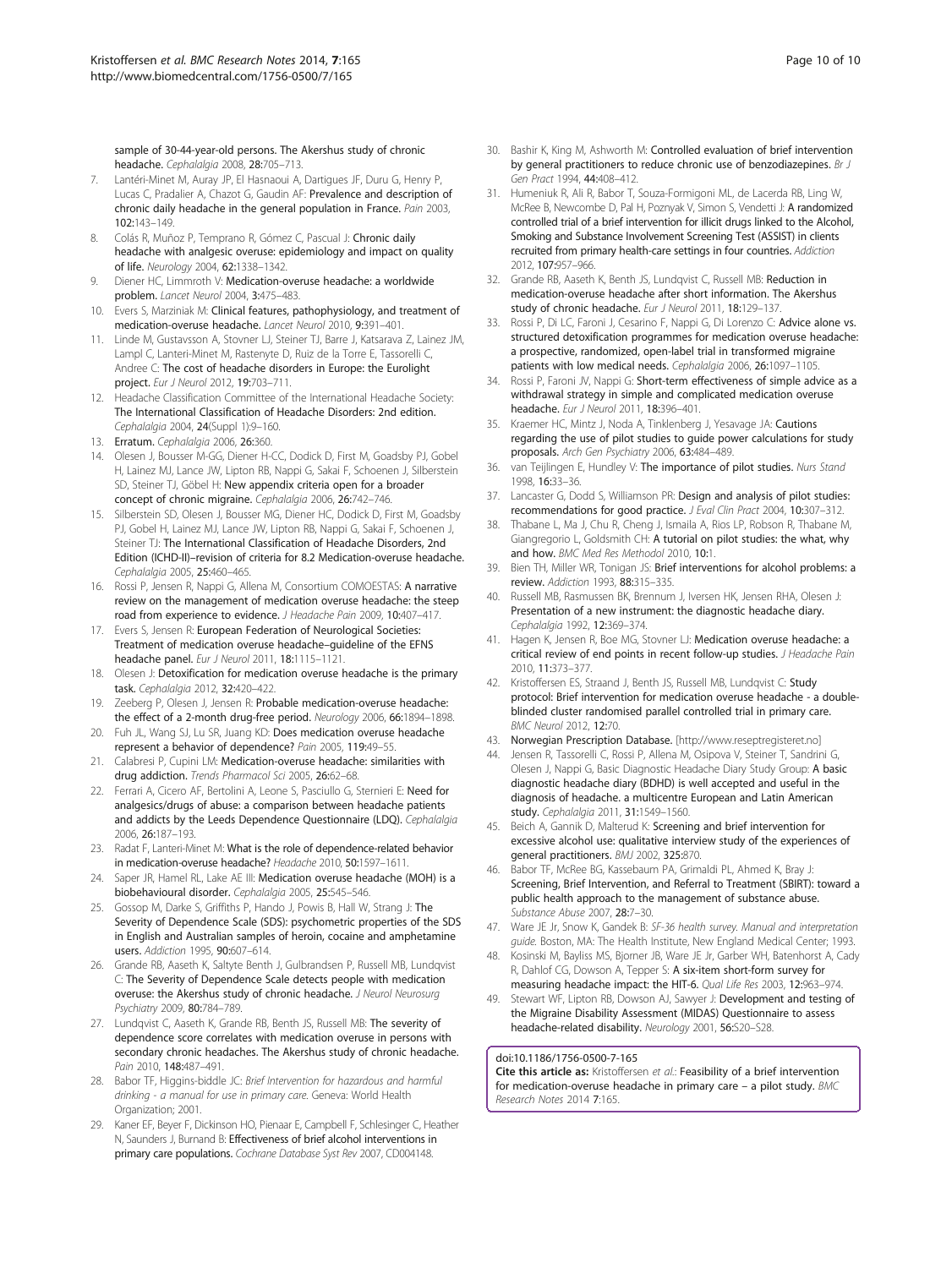sample of 30-44-year-old persons. The Akershus study of chronic headache. *Cephalalgia* 2008, 28:705–713.

7. Lantéri-Minet M, Auray JP, El Hasnaoui A, Dartigues JF, Duru G, Henry P, Lucas C, Pradalier A, Chazot G, Gaudin AF: Prevalence and description of chronic daily headache in the general population in France. *Pain* 2003, 102:143–149.
8. Colás R, Muñoz P, Temprano R, Gómez C, Pascual J: Chronic daily headache with analgesic overuse: epidemiology and impact on quality of life. *Neurology* 2004, 62:1338–1342.
9. Diener HC, Limmroth V: Medication-overuse headache: a worldwide problem. *Lancet Neurol* 2004, 3:475–483.
10. Evers S, Marziniak M: Clinical features, pathophysiology, and treatment of medication-overuse headache. *Lancet Neurol* 2010, 9:391–401.
11. Linde M, Gustavsson A, Stovner LJ, Steiner TJ, Barre J, Katsarava Z, Lainez JM, Lampl C, Lanteri-Minet M, Rastenyte D, Ruiz de la Torre E, Tassorelli C, Andree C: The cost of headache disorders in Europe: the Eurolight project. *Eur J Neurol* 2012, 19:703–711.
12. Headache Classification Committee of the International Headache Society: The International Classification of Headache Disorders: 2nd edition. *Cephalalgia* 2004, 24(Suppl 1):9–160.
13. Erratum. *Cephalalgia* 2006, 26:360.
14. Olesen J, Bousser M-GG, Diener H-CC, Dodick D, First M, Goadsby PJ, Gobel H, Lainez MJ, Lance JW, Lipton RB, Nappi G, Sakai F, Schoenen J, Silberstein SD, Steiner TJ, Göbel H: New appendix criteria open for a broader concept of chronic migraine. *Cephalalgia* 2006, 26:742–746.
15. Silberstein SD, Olesen J, Bousser MG, Diener HC, Dodick D, First M, Goadsby PJ, Gobel H, Lainez MJ, Lance JW, Lipton RB, Nappi G, Sakai F, Schoenen J, Steiner TJ: The International Classification of Headache Disorders, 2nd Edition (ICHD-II)–revision of criteria for 8.2 Medication-overuse headache. *Cephalalgia* 2005, 25:460–465.
16. Rossi P, Jensen R, Nappi G, Allena M, Consortium COMOESTAS: A narrative review on the management of medication overuse headache: the steep road from experience to evidence. *J Headache Pain* 2009, 10:407–417.
17. Evers S, Jensen R: European Federation of Neurological Societies: Treatment of medication overuse headache–guideline of the EFNS headache panel. *Eur J Neurol* 2011, 18:1115–1121.
18. Olesen J: Detoxification for medication overuse headache is the primary task. *Cephalalgia* 2012, 32:420–422.
19. Zeeberg P, Olesen J, Jensen R: Probable medication-overuse headache: the effect of a 2-month drug-free period. *Neurology* 2006, 66:1894–1898.
20. Fuh JL, Wang SJ, Lu SR, Juang KD: Does medication overuse headache represent a behavior of dependence? *Pain* 2005, 119:49–55.
21. Calabresi P, Cupini LM: Medication-overuse headache: similarities with drug addiction. *Trends Pharmacol Sci* 2005, 26:62–68.
22. Ferrari A, Cicero AF, Bertolini A, Leone S, Pasciullo G, Sternieri E: Need for analgesics/drugs of abuse: a comparison between headache patients and addicts by the Leeds Dependence Questionnaire (LDQ). *Cephalalgia* 2006, 26:187–193.
23. Radat F, Lanteri-Minet M: What is the role of dependence-related behavior in medication-overuse headache? *Headache* 2010, 50:1597–1611.
24. Saper JR, Hamel RL, Lake AE III: Medication overuse headache (MOH) is a biobehavioural disorder. *Cephalalgia* 2005, 25:545–546.
25. Gossop M, Darke S, Griffiths P, Hando J, Powis B, Hall W, Strang J: The Severity of Dependence Scale (SDS): psychometric properties of the SDS in English and Australian samples of heroin, cocaine and amphetamine users. *Addiction* 1995, 90:607–614.
26. Grande RB, Aaseth K, Saltyte Benth J, Gulbrandsen P, Russell MB, Lundqvist C: The Severity of Dependence Scale detects people with medication overuse: the Akershus study of chronic headache. *J Neurol Neurosurg Psychiatry* 2009, 80:784–789.
27. Lundqvist C, Aaseth K, Grande RB, Benth JS, Russell MB: The severity of dependence score correlates with medication overuse in persons with secondary chronic headaches. The Akershus study of chronic headache. *Pain* 2010, 148:487–491.
28. Babor TF, Higgins-biddle JC: *Brief Intervention for hazardous and harmful drinking - a manual for use in primary care.* Geneva: World Health Organization; 2001.
29. Kaner EF, Beyer F, Dickinson HO, Pienaar E, Campbell F, Schlesinger C, Heather N, Saunders J, Burnand B: Effectiveness of brief alcohol interventions in primary care populations. *Cochrane Database Syst Rev* 2007, CD004148.
30. Bashir K, King M, Ashworth M: Controlled evaluation of brief intervention by general practitioners to reduce chronic use of benzodiazepines. *Br J Gen Pract* 1994, 44:408–412.
31. Humeniuk R, Ali R, Babor T, Souza-Formigoni ML, de Lacerda RB, Ling W, McRee B, Newcombe D, Pal H, Poznyak V, Simon S, Vendetti J: A randomized controlled trial of a brief intervention for illicit drugs linked to the Alcohol, Smoking and Substance Involvement Screening Test (ASSIST) in clients recruited from primary health-care settings in four countries. *Addiction* 2012, 107:957–966.
32. Grande RB, Aaseth K, Benth JS, Lundqvist C, Russell MB: Reduction in medication-overuse headache after short information. The Akershus study of chronic headache. *Eur J Neurol* 2011, 18:129–137.
33. Rossi P, Di LC, Faroni J, Cesarino F, Nappi G, Di Lorenzo C: Advice alone vs. structured detoxification programmes for medication overuse headache: a prospective, randomized, open-label trial in transformed migraine patients with low medical needs. *Cephalalgia* 2006, 26:1097–1105.
34. Rossi P, Faroni JV, Nappi G: Short-term effectiveness of simple advice as a withdrawal strategy in simple and complicated medication overuse headache. *Eur J Neurol* 2011, 18:396–401.
35. Kraemer HC, Mintz J, Noda A, Tinklenberg J, Yesavage JA: Cautions regarding the use of pilot studies to guide power calculations for study proposals. *Arch Gen Psychiatry* 2006, 63:484–489.
36. van Teijlingen E, Hundley V: The importance of pilot studies. *Nurs Stand* 1998, 16:33–36.
37. Lancaster G, Dodd S, Williamson PR: Design and analysis of pilot studies: recommendations for good practice. *J Eval Clin Pract* 2004, 10:307–312.
38. Thabane L, Ma J, Chu R, Cheng J, Ismaila A, Rios LP, Robson R, Thabane M, Giangregorio L, Goldsmith CH: A tutorial on pilot studies: the what, why and how. *BMC Med Res Methodol* 2010, 10:1.
39. Bien TH, Miller WR, Tonigan JS: Brief interventions for alcohol problems: a review. *Addiction* 1993, 88:315–335.
40. Russell MB, Rasmussen BK, Brennum J, Iversen HK, Jensen RHA, Olesen J: Presentation of a new instrument: the diagnostic headache diary. *Cephalalgia* 1992, 12:369–374.
41. Hagen K, Jensen R, Boe MG, Stovner LJ: Medication overuse headache: a critical review of end points in recent follow-up studies. *J Headache Pain* 2010, 11:373–377.
42. Kristoffersen ES, Straand J, Benth JS, Russell MB, Lundqvist C: Study protocol: Brief intervention for medication overuse headache - a double-blinded cluster randomised parallel controlled trial in primary care. *BMC Neurol* 2012, 12:70.
43. Norwegian Prescription Database. [http://www.reseptregisteret.no]
44. Jensen R, Tassorelli C, Rossi P, Allena M, Osipova V, Steiner T, Sandrini G, Olesen J, Nappi G, Basic Diagnostic Headache Diary Study Group: A basic diagnostic headache diary (BDHD) is well accepted and useful in the diagnosis of headache. a multicentre European and Latin American study. *Cephalalgia* 2011, 31:1549–1560.
45. Beich A, Gannik D, Malterud K: Screening and brief intervention for excessive alcohol use: qualitative interview study of the experiences of general practitioners. *BMJ* 2002, 325:870.
46. Babor TF, McRee BG, Kassebaum PA, Grimaldi PL, Ahmed K, Bray J: Screening, Brief Intervention, and Referral to Treatment (SBIRT): toward a public health approach to the management of substance abuse. *Substance Abuse* 2007, 28:7–30.
47. Ware JE Jr, Snow K, Gandek B: *SF-36 health survey. Manual and interpretation guide.* Boston, MA: The Health Institute, New England Medical Center; 1993.
48. Kosinski M, Bayliss MS, Bjorner JB, Ware JE Jr, Garber WH, Batenhorst A, Cady R, Dahlof CG, Dowson A, Tepper S: A six-item short-form survey for measuring headache impact: the HIT-6. *Qual Life Res* 2003, 12:963–974.
49. Stewart WF, Lipton RB, Dowson AJ, Sawyer J: Development and testing of the Migraine Disability Assessment (MIDAS) Questionnaire to assess headache-related disability. *Neurology* 2001, 56:S20–S28.

doi:10.1186/1756-0500-7-165

**Cite this article as:** Kristoffersen *et al.*: Feasibility of a brief intervention for medication-overuse headache in primary care – a pilot study. *BMC Research Notes* 2014 7:165.